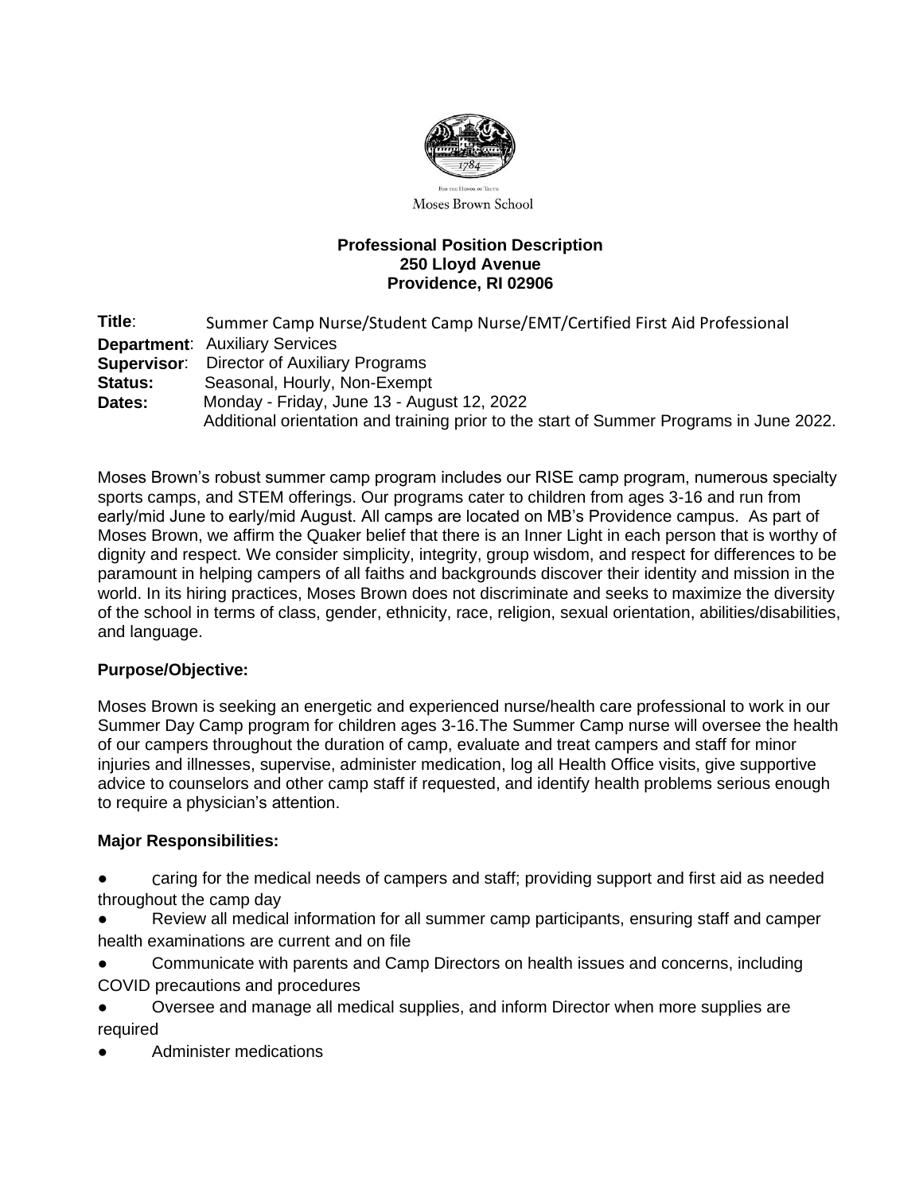For the Honor of Truth
Moses Brown School

**Professional Position Description**
**250 Lloyd Avenue**
**Providence, RI 02906**

**Title**: Summer Camp Nurse/Student Camp Nurse/EMT/Certified First Aid Professional
**Department**: Auxiliary Services
**Supervisor**: Director of Auxiliary Programs
**Status:** Seasonal, Hourly, Non-Exempt
**Dates:** Monday - Friday, June 13 - August 12, 2022
Additional orientation and training prior to the start of Summer Programs in June 2022.

Moses Brown's robust summer camp program includes our RISE camp program, numerous specialty sports camps, and STEM offerings. Our programs cater to children from ages 3-16 and run from early/mid June to early/mid August. All camps are located on MB's Providence campus. As part of Moses Brown, we affirm the Quaker belief that there is an Inner Light in each person that is worthy of dignity and respect. We consider simplicity, integrity, group wisdom, and respect for differences to be paramount in helping campers of all faiths and backgrounds discover their identity and mission in the world. In its hiring practices, Moses Brown does not discriminate and seeks to maximize the diversity of the school in terms of class, gender, ethnicity, race, religion, sexual orientation, abilities/disabilities, and language.

**Purpose/Objective:**

Moses Brown is seeking an energetic and experienced nurse/health care professional to work in our Summer Day Camp program for children ages 3-16.The Summer Camp nurse will oversee the health of our campers throughout the duration of camp, evaluate and treat campers and staff for minor injuries and illnesses, supervise, administer medication, log all Health Office visits, give supportive advice to counselors and other camp staff if requested, and identify health problems serious enough to require a physician's attention.

**Major Responsibilities:**

- caring for the medical needs of campers and staff; providing support and first aid as needed throughout the camp day
- Review all medical information for all summer camp participants, ensuring staff and camper health examinations are current and on file
- Communicate with parents and Camp Directors on health issues and concerns, including COVID precautions and procedures
- Oversee and manage all medical supplies, and inform Director when more supplies are required
- Administer medications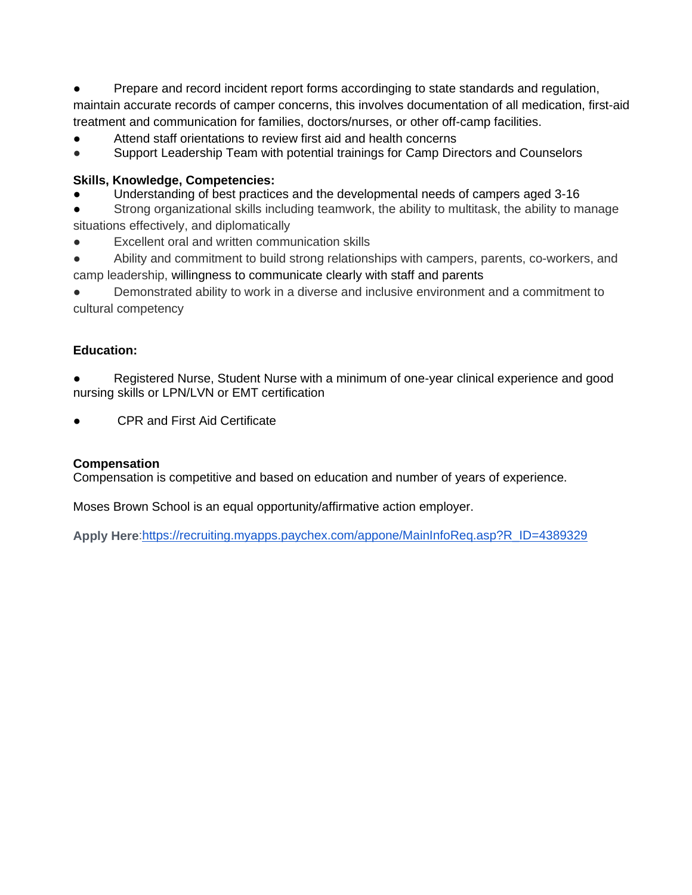- Prepare and record incident report forms accordinging to state standards and regulation, maintain accurate records of camper concerns, this involves documentation of all medication, first-aid treatment and communication for families, doctors/nurses, or other off-camp facilities.
- Attend staff orientations to review first aid and health concerns
- Support Leadership Team with potential trainings for Camp Directors and Counselors

**Skills, Knowledge, Competencies:**

- Understanding of best practices and the developmental needs of campers aged 3-16
- Strong organizational skills including teamwork, the ability to multitask, the ability to manage situations effectively, and diplomatically
- Excellent oral and written communication skills
- Ability and commitment to build strong relationships with campers, parents, co-workers, and camp leadership, willingness to communicate clearly with staff and parents
- Demonstrated ability to work in a diverse and inclusive environment and a commitment to cultural competency

**Education:**

- Registered Nurse, Student Nurse with a minimum of one-year clinical experience and good nursing skills or LPN/LVN or EMT certification
- CPR and First Aid Certificate

**Compensation**

Compensation is competitive and based on education and number of years of experience.

Moses Brown School is an equal opportunity/affirmative action employer.

**Apply Here**:https://recruiting.myapps.paychex.com/appone/MainInfoReq.asp?R_ID=4389329